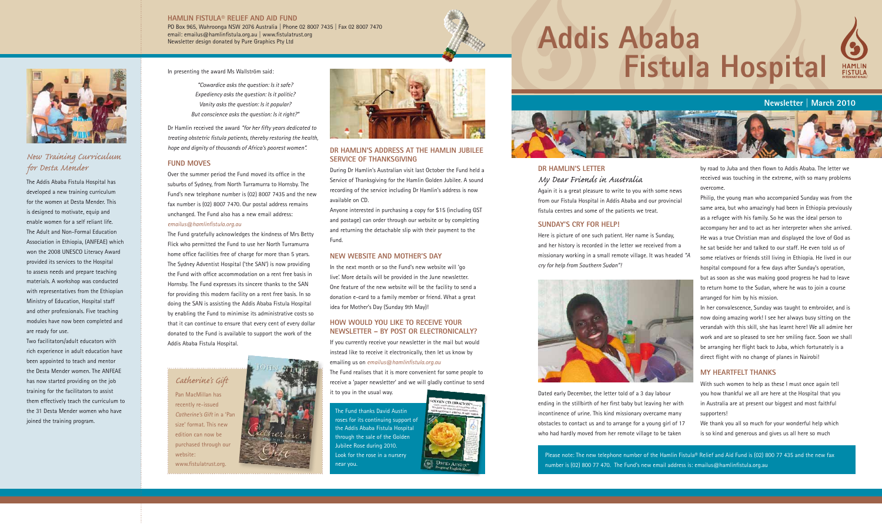# Addis Ababa Fistula Hospital

## Newsletter | March 2010

**HAMLIN FISTULA® RELIEF AND AID FUND**
PO Box 965, Wahroonga NSW 2076 Australia | Phone 02 8007 7435 | Fax 02 8007 7470
email: emailus@hamlinfistula.org.au | www.fistulatrust.org
Newsletter design donated by Pure Graphics Pty Ltd

## DR HAMLIN'S LETTER

### *My Dear Friends in Australia*

Again it is a great pleasure to write to you with some news from our Fistula Hospital in Addis Ababa and our provincial fistula centres and some of the patients we treat.

### SUNDAY'S CRY FOR HELP!

Here is picture of one such patient. Her name is Sunday, and her history is recorded in the letter we received from a missionary working in a small remote village. It was headed *"A cry for help from Southern Sudan"!*

Dated early December, the letter told of a 3 day labour ending in the stillbirth of her first baby but leaving her with incontinence of urine. This kind missionary overcame many obstacles to contact us and to arrange for a young girl of 17 who had hardly moved from her remote village to be taken by road to Juba and then flown to Addis Ababa. The letter we received was touching in the extreme, with so many problems overcome.

Philip, the young man who accompanied Sunday was from the same area, but who amazingly had been in Ethiopia previously as a refugee with his family. So he was the ideal person to accompany her and to act as her interpreter when she arrived. He was a true Christian man and displayed the love of God as he sat beside her and talked to our staff. He even told us of some relatives or friends still living in Ethiopia. He lived in our hospital compound for a few days after Sunday's operation, but as soon as she was making good progress he had to leave to return home to the Sudan, where he was to join a course arranged for him by his mission.

In her convalescence, Sunday was taught to embroider, and is now doing amazing work! I see her always busy sitting on the verandah with this skill, she has learnt here! We all admire her work and are so pleased to see her smiling face. Soon we shall be arranging her flight back to Juba, which fortunately is a direct flight with no change of planes in Nairobi!

### MY HEARTFELT THANKS

With such women to help as these I must once again tell you how thankful we all are here at the Hospital that you in Australia are at present our biggest and most faithful supporters!

We thank you all so much for your wonderful help which is so kind and generous and gives us all here so much

Please note: The new telephone number of the Hamlin Fistula® Relief and Aid Fund is (02) 800 77 435 and the new fax number is (02) 800 77 470. The Fund's new email address is: emailus@hamlinfistula.org.au

## *New Training Curriculum for Desta Mender*

The Addis Ababa Fistula Hospital has developed a new training curriculum for the women at Desta Mender. This is designed to motivate, equip and enable women for a self reliant life. The Adult and Non-Formal Education Association in Ethiopia, (ANFEAE) which won the 2008 UNESCO Literacy Award provided its services to the Hospital to assess needs and prepare teaching materials. A workshop was conducted with representatives from the Ethiopian Ministry of Education, Hospital staff and other professionals. Five teaching modules have now been completed and are ready for use.

Two facilitators/adult educators with rich experience in adult education have been appointed to teach and mentor the Desta Mender women. The ANFEAE has now started providing on the job training for the facilitators to assist them effectively teach the curriculum to the 31 Desta Mender women who have joined the training program.

In presenting the award Ms Wallström said:

> *"Cowardice asks the question: Is it safe?*
> *Expediency asks the question: Is it politic?*
> *Vanity asks the question: Is it popular?*
> *But conscience asks the question: Is it right?"*

Dr Hamlin received the award *"for her fifty years dedicated to treating obstetric fistula patients, thereby restoring the health, hope and dignity of thousands of Africa's poorest women".*

## FUND MOVES

Over the summer period the Fund moved its office in the suburbs of Sydney, from North Turramurra to Hornsby. The Fund's new telephone number is (02) 8007 7435 and the new fax number is (02) 8007 7470. Our postal address remains unchanged. The Fund also has a new email address: *emailus@hamlinfistula.org.au*

The Fund gratefully acknowledges the kindness of Mrs Betty Flick who permitted the Fund to use her North Turramurra home office facilities free of charge for more than 5 years. The Sydney Adventist Hospital ('the SAN') is now providing the Fund with office accommodation on a rent free basis in Hornsby. The Fund expresses its sincere thanks to the SAN for providing this modern facility on a rent free basis. In so doing the SAN is assisting the Addis Ababa Fistula Hospital by enabling the Fund to minimise its administrative costs so that it can continue to ensure that every cent of every dollar donated to the Fund is available to support the work of the Addis Ababa Fistula Hospital.

### *Catherine's Gift*

Pan MacMillan has recently re-issued *Catherine's Gift* in a 'Pan size' format. This new edition can now be purchased through our website: www.fistulatrust.org.

## DR HAMLIN'S ADDRESS AT THE HAMLIN JUBILEE SERVICE OF THANKSGIVING

During Dr Hamlin's Australian visit last October the Fund held a Service of Thanksgiving for the Hamlin Golden Jubilee. A sound recording of the service including Dr Hamlin's address is now available on CD.

Anyone interested in purchasing a copy for $15 (including GST and postage) can order through our website or by completing and returning the detachable slip with their payment to the Fund.

## NEW WEBSITE AND MOTHER'S DAY

In the next month or so the Fund's new website will 'go live'. More details will be provided in the June newsletter. One feature of the new website will be the facility to send a donation e-card to a family member or friend. What a great idea for Mother's Day (Sunday 9th May)!

## HOW WOULD YOU LIKE TO RECEIVE YOUR NEWSLETTER – BY POST OR ELECTRONICALLY?

If you currently receive your newsletter in the mail but would instead like to receive it electronically, then let us know by emailing us on *emailus@hamlinfistula.org.au*

The Fund realises that it is more convenient for some people to receive a 'paper newsletter' and we will gladly continue to send it to you in the usual way.

The Fund thanks David Austin roses for its continuing support of the Addis Ababa Fistula Hospital through the sale of the Golden Jubilee Rose during 2010. Look for the rose in a nursery near you.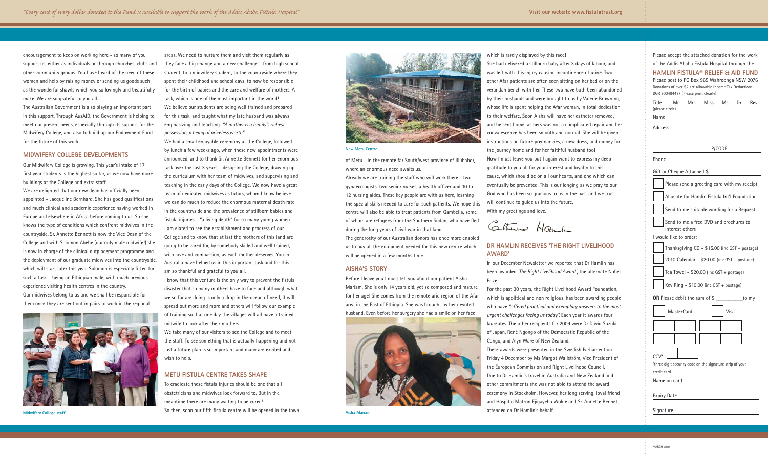encouragement to keep on working here - so many of you support us, either as individuals or through churches, clubs and other community groups. You have heard of the need of these women and help by raising money or sending us goods such as the wonderful shawls which you so lovingly and beautifully make. We are so grateful to you all.

The Australian Government is also playing an important part in this support. Through AusAID, the Government is helping to meet our present needs, especially through its support for the Midwifery College, and also to build up our Endowment Fund for the future of this work.

## MIDWIFERY COLLEGE DEVELOPMENTS

Our Midwifery College is growing. This year's intake of 17 first year students is the highest so far, as we now have more buildings at the College and extra staff.

We are delighted that our new dean has officially been appointed – Jacqueline Bernhard. She has good qualifications and much clinical and academic experience having worked in Europe and elsewhere in Africa before coming to us. So she knows the type of conditions which confront midwives in the countryside. Sr. Annette Bennett is now the Vice Dean of the College and with Solomon Abebe (our only male midwife!) she is now in charge of the clinical outplacement programme and the deployment of our graduate midwives into the countryside, which will start later this year. Solomon is especially fitted for such a task – being an Ethiopian male, with much previous experience visiting health centres in the country.

Our midwives belong to us and we shall be responsible for them once they are sent out in pairs to work in the regional areas. We need to nurture them and visit them regularly as they face a big change and a new challenge – from high school student, to a midwifery student, to the countryside where they spent their childhood and school days, to now be responsible for the birth of babies and the care and welfare of mothers. A task, which is one of the most important in the world!

We believe our students are being well trained and prepared for this task, and taught what my late husband was always emphasizing and teaching: *"A mother is a family's richest possession, a being of priceless worth".*

We had a small enjoyable ceremony at the College, followed by lunch a few weeks ago, when these new appointments were announced, and to thank Sr. Annette Bennett for her enormous task over the last 3 years – designing the College, drawing up the curriculum with her team of midwives, and supervising and teaching in the early days of the College. We now have a great team of dedicated midwives as tutors, whom I know believe we can do much to reduce the enormous maternal death rate in the countryside and the prevalence of stillborn babies and fistula injuries – "a living death" for so many young women!

I am elated to see the establishment and progress of our College and to know that at last the mothers of this land are going to be cared for, by somebody skilled and well trained, with love and compassion, as each mother deserves. You in Australia have helped us in this important task and for this I am so thankful and grateful to you all.

I know that this venture is the only way to prevent the fistula disaster that so many mothers have to face and although what we so far are doing is only a drop in the ocean of need, it will spread out more and more and others will follow our example of training so that one day the villages will all have a trained midwife to look after their mothers!

We take many of our visitors to see the College and to meet the staff. To see something that is actually happening and not just a future plan is so important and many are excited and wish to help.

Midwifery College staff

## METU FISTULA CENTRE TAKES SHAPE

To eradicate these fistula injuries should be one that all obstetricians and midwives look forward to. But in the meantime there are many waiting to be cured!

So then, soon our fifth fistula centre will be opened in the town of Metu - in the remote far South/west province of Illubabor, where an enormous need awaits us.

New Metu Centre

Already we are training the staff who will work there - two gynaecologists, two senior nurses, a health officer and 10 to 12 nursing aides. These key people are with us here, learning the special skills needed to care for such patients. We hope this centre will also be able to treat patients from Gambella, some of whom are refugees from the Southern Sudan, who have fled during the long years of civil war in that land.

The generosity of our Australian donors has once more enabled us to buy all the equipment needed for this new centre which will be opened in a few months time.

## AISHA'S STORY

Before I leave you I must tell you about our patient Aisha Mariam. She is only 14 years old, yet so composed and mature for her age! She comes from the remote arid region of the Afar area in the East of Ethiopia. She was brought by her devoted husband. Even before her surgery she had a smile on her face which is rarely displayed by this race!

Aisha Mariam

She had delivered a stillborn baby after 3 days of labour, and was left with this injury causing incontinence of urine. Two other Afar patients are often seen sitting on her bed or on the verandah bench with her. These two have both been abandoned by their husbands and were brought to us by Valerie Browning, whose life is spent helping the Afar woman, in total dedication to their welfare. Soon Aisha will have her catheter removed, and be sent home, as hers was not a complicated repair and her convalescence has been smooth and normal. She will be given instructions on future pregnancies, a new dress, and money for the journey home and for her faithful husband too!

Now I must leave you but I again want to express my deep gratitude to you all for your interest and loyalty to this cause, which should be on all our hearts, and one which can eventually be prevented. This is our longing as we pray to our God who has been so gracious to us in the past and we trust will continue to guide us into the future.

With my greetings and love.

Catherine Hamlin

## DR HAMLIN RECEIVES 'THE RIGHT LIVELIHOOD AWARD'

In our December Newsletter we reported that Dr Hamlin has been awarded *'The Right Livelihood Award'*, the alternate Nobel Prize.

For the past 30 years, the Right Livelihood Award Foundation, which is apolitical and non religious, has been awarding people who have *"offered practical and exemplary answers to the most urgent challenges facing us today"*. Each year it awards four laureates. The other recipients for 2009 were Dr David Suzuki of Japan, René Ngongo of the Democratic Republic of the Congo, and Alyn Ware of New Zealand.

These awards were presented in the Swedish Parliament on Friday 4 December by Ms Margot Wallström, Vice President of the European Commission and Right Livelihood Council.

Due to Dr Hamlin's travel in Australia and New Zealand and other commitments she was not able to attend the award ceremony in Stockholm. However, her long serving, loyal friend and Hospital Matron Ejigayehu Wolde and Sr. Annette Bennett attended on Dr Hamlin's behalf.

---

Please accept the attached donation for the work of the Addis Ababa Fistula Hospital through the

### HAMLIN FISTULA® RELIEF & AID FUND

Please post to PO Box 965 Wahroonga NSW 2076

Donations of over $2 are allowable Income Tax Deductions. DGR 900484487 (Please print clearly)

Title (please circle) Mr Mrs Miss Ms Dr Rev

Name

Address

P/CODE

Phone

Gift or Cheque Attached $

- ☐ Please send a greeting card with my receipt
- ☐ Allocate for Hamlin Fistula Int'l Foundation
- ☐ Send to me suitable wording for a Bequest
- ☐ Send to me a free DVD and brochures to interest others

I would like to order:

- ☐ Thanksgiving CD - $15.00 (inc GST + postage)
- ☐ 2010 Calendar - $20.00 (inc GST + postage)
- ☐ Tea Towel - $20.00 (inc GST + postage)
- ☐ Key Ring - $10.00 (inc GST + postage)

**OR** Please debit the sum of $ __________ to my

☐ MasterCard ☐ Visa

CCV*

*three digit security code on the signature strip of your credit card

Name on card

Expiry Date

Signature

MARCH 2010